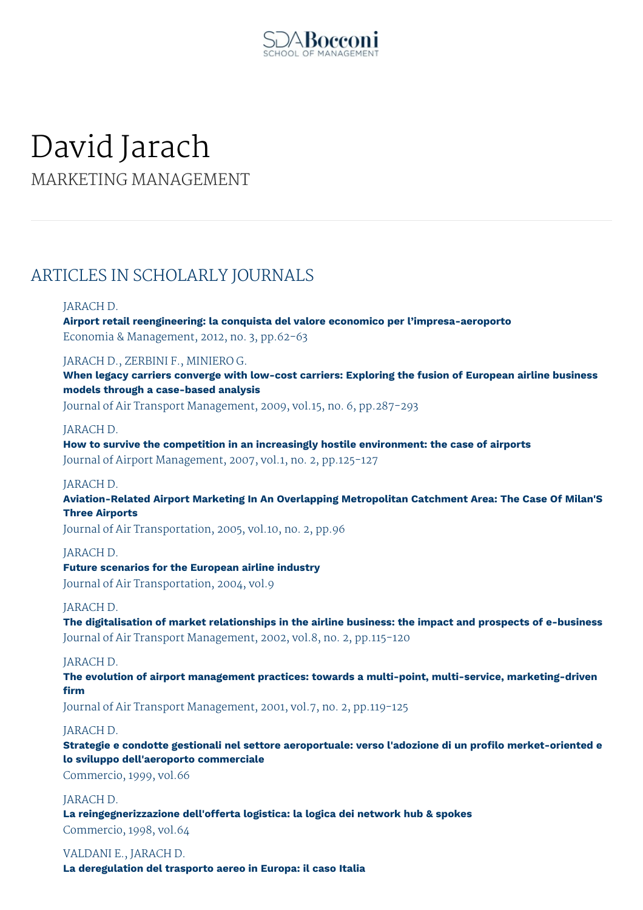# David Jarach

MARKETING MANAGEMENT

## ARTICLES IN SCHOLARLY JOURNALS

JARACH D.
**Airport retail reengineering: la conquista del valore economico per l'impresa-aeroporto**
Economia & Management, 2012, no. 3, pp.62-63

JARACH D., ZERBINI F., MINIERO G.
**When legacy carriers converge with low-cost carriers: Exploring the fusion of European airline business models through a case-based analysis**
Journal of Air Transport Management, 2009, vol.15, no. 6, pp.287-293

JARACH D.
**How to survive the competition in an increasingly hostile environment: the case of airports**
Journal of Airport Management, 2007, vol.1, no. 2, pp.125-127

JARACH D.
**Aviation-Related Airport Marketing In An Overlapping Metropolitan Catchment Area: The Case Of Milan'S Three Airports**
Journal of Air Transportation, 2005, vol.10, no. 2, pp.96

JARACH D.
**Future scenarios for the European airline industry**
Journal of Air Transportation, 2004, vol.9

JARACH D.
**The digitalisation of market relationships in the airline business: the impact and prospects of e-business**
Journal of Air Transport Management, 2002, vol.8, no. 2, pp.115-120

JARACH D.
**The evolution of airport management practices: towards a multi-point, multi-service, marketing-driven firm**
Journal of Air Transport Management, 2001, vol.7, no. 2, pp.119-125

JARACH D.
**Strategie e condotte gestionali nel settore aeroportuale: verso l'adozione di un profilo market-oriented e lo sviluppo dell'aeroporto commerciale**
Commercio, 1999, vol.66

JARACH D.
**La reingegnerizzazione dell'offerta logistica: la logica dei network hub & spokes**
Commercio, 1998, vol.64

VALDANI E., JARACH D.
**La deregulation del trasporto aereo in Europa: il caso Italia**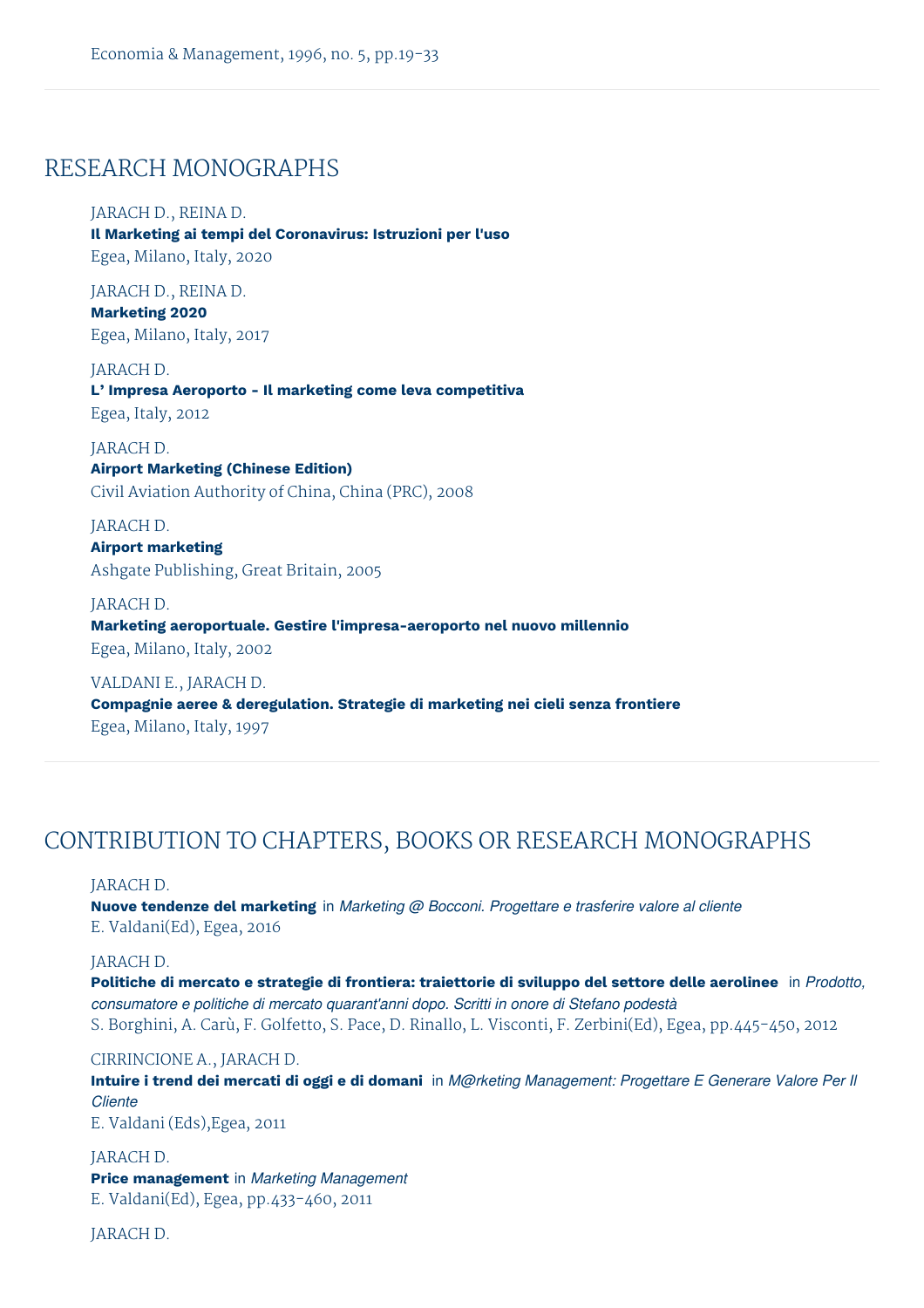Economia & Management, 1996, no. 5, pp.19-33

## RESEARCH MONOGRAPHS

JARACH D., REINA D.
**Il Marketing ai tempi del Coronavirus: Istruzioni per l'uso**
Egea, Milano, Italy, 2020

JARACH D., REINA D.
**Marketing 2020**
Egea, Milano, Italy, 2017

JARACH D.
**L' Impresa Aeroporto - Il marketing come leva competitiva**
Egea, Italy, 2012

JARACH D.
**Airport Marketing (Chinese Edition)**
Civil Aviation Authority of China, China (PRC), 2008

JARACH D.
**Airport marketing**
Ashgate Publishing, Great Britain, 2005

JARACH D.
**Marketing aeroportuale. Gestire l'impresa-aeroporto nel nuovo millennio**
Egea, Milano, Italy, 2002

VALDANI E., JARACH D.
**Compagnie aeree & deregulation. Strategie di marketing nei cieli senza frontiere**
Egea, Milano, Italy, 1997

## CONTRIBUTION TO CHAPTERS, BOOKS OR RESEARCH MONOGRAPHS

JARACH D.
**Nuove tendenze del marketing** in *Marketing @ Bocconi. Progettare e trasferire valore al cliente*
E. Valdani(Ed), Egea, 2016

JARACH D.
**Politiche di mercato e strategie di frontiera: traiettorie di sviluppo del settore delle aerolinee** in *Prodotto, consumatore e politiche di mercato quarant'anni dopo. Scritti in onore di Stefano podestà*
S. Borghini, A. Carù, F. Golfetto, S. Pace, D. Rinallo, L. Visconti, F. Zerbini(Ed), Egea, pp.445-450, 2012

CIRRINCIONE A., JARACH D.
**Intuire i trend dei mercati di oggi e di domani** in *M@rketing Management: Progettare E Generare Valore Per Il Cliente*
E. Valdani (Eds),Egea, 2011

JARACH D.
**Price management** in *Marketing Management*
E. Valdani(Ed), Egea, pp.433-460, 2011

JARACH D.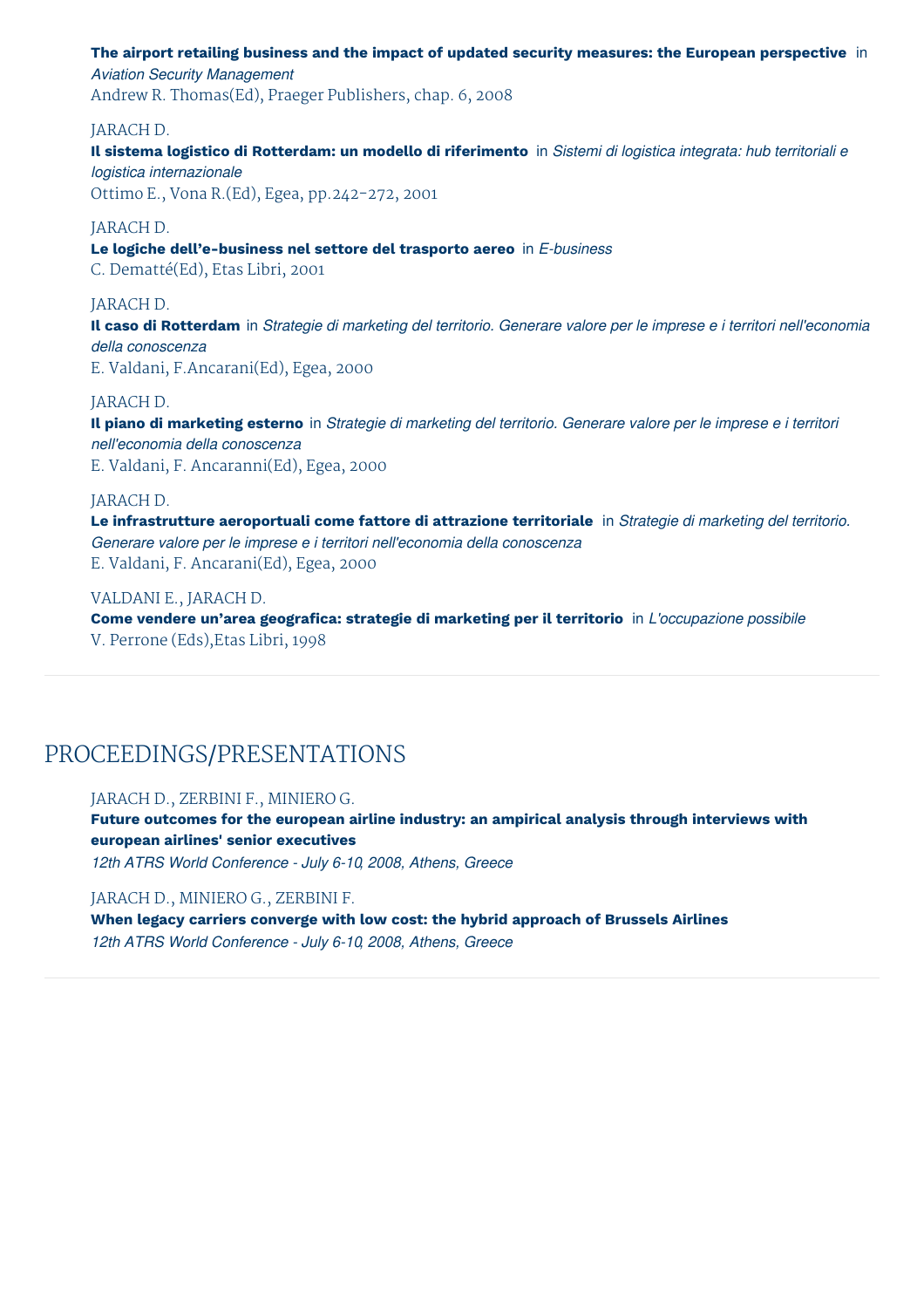**The airport retailing business and the impact of updated security measures: the European perspective** in *Aviation Security Management*
Andrew R. Thomas(Ed), Praeger Publishers, chap. 6, 2008

JARACH D.
**Il sistema logistico di Rotterdam: un modello di riferimento** in *Sistemi di logistica integrata: hub territoriali e logistica internazionale*
Ottimo E., Vona R.(Ed), Egea, pp.242-272, 2001

JARACH D.
**Le logiche dell'e-business nel settore del trasporto aereo** in *E-business*
C. Dematté(Ed), Etas Libri, 2001

JARACH D.
**Il caso di Rotterdam** in *Strategie di marketing del territorio. Generare valore per le imprese e i territori nell'economia della conoscenza*
E. Valdani, F.Ancarani(Ed), Egea, 2000

JARACH D.
**Il piano di marketing esterno** in *Strategie di marketing del territorio. Generare valore per le imprese e i territori nell'economia della conoscenza*
E. Valdani, F. Ancaranni(Ed), Egea, 2000

JARACH D.
**Le infrastrutture aeroportuali come fattore di attrazione territoriale** in *Strategie di marketing del territorio. Generare valore per le imprese e i territori nell'economia della conoscenza*
E. Valdani, F. Ancarani(Ed), Egea, 2000

VALDANI E., JARACH D.
**Come vendere un'area geografica: strategie di marketing per il territorio** in *L'occupazione possibile*
V. Perrone (Eds),Etas Libri, 1998

## PROCEEDINGS/PRESENTATIONS

JARACH D., ZERBINI F., MINIERO G.
**Future outcomes for the european airline industry: an ampirical analysis through interviews with european airlines' senior executives**
*12th ATRS World Conference - July 6-10, 2008, Athens, Greece*

JARACH D., MINIERO G., ZERBINI F.
**When legacy carriers converge with low cost: the hybrid approach of Brussels Airlines**
*12th ATRS World Conference - July 6-10, 2008, Athens, Greece*